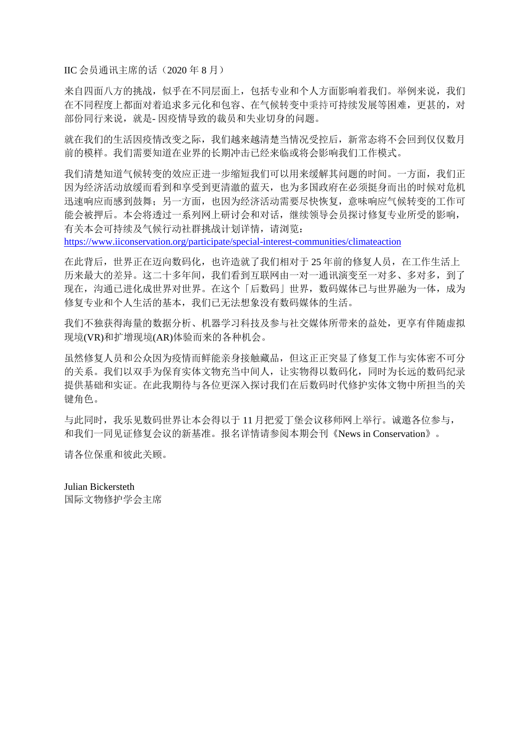IIC 会员通讯主席的话（2020 年 8 月）

来自四面八方的挑战，似乎在不同层面上，包括专业和个人方面影响着我们。举例来说，我们在不同程度上都面对着追求多元化和包容、在气候转变中秉持可持续发展等困难，更甚的，对部份同行来说，就是- 因疫情导致的裁员和失业切身的问题。

就在我们的生活因疫情改变之际，我们越来越清楚当情况受控后，新常态将不会回到仅仅数月前的模样。我们需要知道在业界的长期冲击已经来临或将会影响我们工作模式。

我们清楚知道气候转变的效应正进一步缩短我们可以用来缓解其问题的时间。一方面，我们正因为经济活动放缓而看到和享受到更清澈的蓝天，也为多国政府在必须挺身而出的时候对危机迅速响应而感到鼓舞；另一方面，也因为经济活动需要尽快恢复，意味响应气候转变的工作可能会被押后。本会将透过一系列网上研讨会和对话，继续领导会员探讨修复专业所受的影响，有关本会可持续及气候行动社群挑战计划详情，请浏览：
https://www.iiconservation.org/participate/special-interest-communities/climateaction

在此背后，世界正在迈向数码化，也许造就了我们相对于 25 年前的修复人员，在工作生活上历来最大的差异。这二十多年间，我们看到互联网由一对一通讯演变至一对多、多对多，到了现在，沟通已进化成世界对世界。在这个「后数码」世界，数码媒体已与世界融为一体，成为修复专业和个人生活的基本，我们已无法想象没有数码媒体的生活。

我们不独获得海量的数据分析、机器学习科技及参与社交媒体所带来的益处，更享有伴随虚拟现境(VR)和扩增现境(AR)体验而来的各种机会。

虽然修复人员和公众因为疫情而鲜能亲身接触藏品，但这正正突显了修复工作与实体密不可分的关系。我们以双手为保育实体文物充当中间人，让实物得以数码化，同时为长远的数码纪录提供基础和实证。在此我期待与各位更深入探讨我们在后数码时代修护实体文物中所担当的关键角色。

与此同时，我乐见数码世界让本会得以于 11 月把爱丁堡会议移师网上举行。诚邀各位参与，和我们一同见证修复会议的新基准。报名详情请参阅本期会刊《News in Conservation》。

请各位保重和彼此关顾。

Julian Bickersteth
国际文物修护学会主席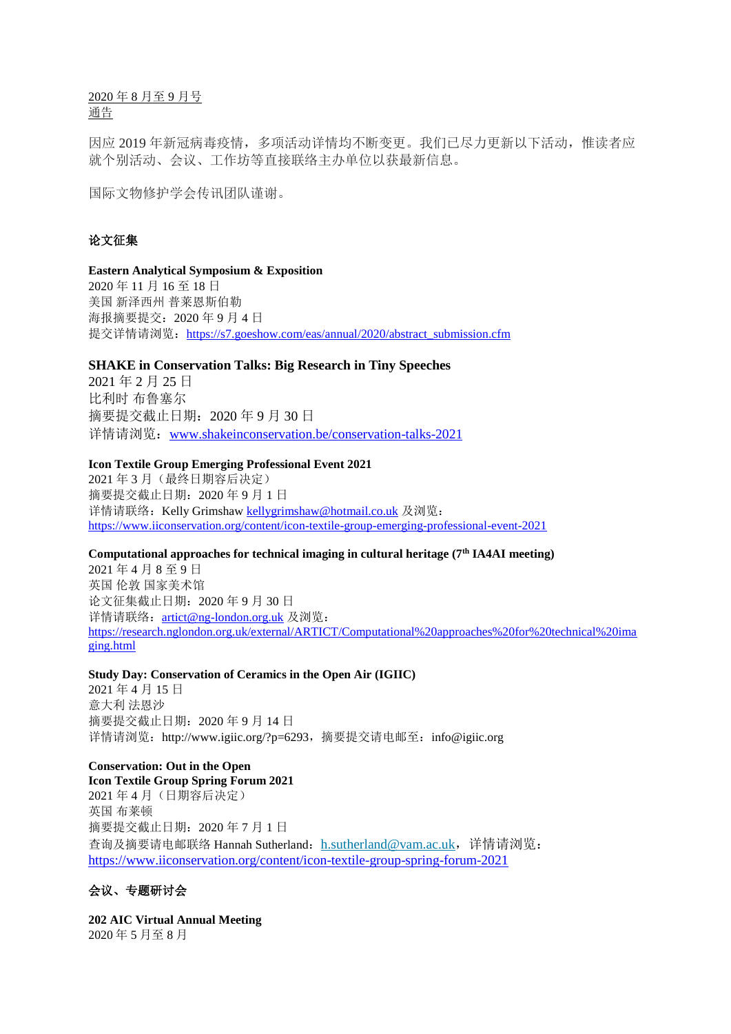2020 年 8 月至 9 月号
通告

因应 2019 年新冠病毒疫情，多项活动详情均不断变更。我们已尽力更新以下活动，惟读者应就个别活动、会议、工作坊等直接联络主办单位以获最新信息。

国际文物修护学会传讯团队谨谢。

## 论文征集

**Eastern Analytical Symposium & Exposition**
2020 年 11 月 16 至 18 日
美国 新泽西州 普莱恩伯勒
海报摘要提交：2020 年 9 月 4 日
提交详情请浏览：https://s7.goeshow.com/eas/annual/2020/abstract_submission.cfm

**SHAKE in Conservation Talks: Big Research in Tiny Speeches**
2021 年 2 月 25 日
比利时 布鲁塞尔
摘要提交截止日期：2020 年 9 月 30 日
详情请浏览：www.shakeinconservation.be/conservation-talks-2021

**Icon Textile Group Emerging Professional Event 2021**
2021 年 3 月（最终日期容后决定）
摘要提交截止日期：2020 年 9 月 1 日
详情请联络：Kelly Grimshaw kellygrimshaw@hotmail.co.uk 及浏览：
https://www.iiconservation.org/content/icon-textile-group-emerging-professional-event-2021

**Computational approaches for technical imaging in cultural heritage (7th IA4AI meeting)**
2021 年 4 月 8 至 9 日
英国 伦敦 国家美术馆
论文征集截止日期：2020 年 9 月 30 日
详情请联络：artict@ng-london.org.uk 及浏览：
https://research.nglondon.org.uk/external/ARTICT/Computational%20approaches%20for%20technical%20imaging.html

**Study Day: Conservation of Ceramics in the Open Air (IGIIC)**
2021 年 4 月 15 日
意大利 法恩沙
摘要提交截止日期：2020 年 9 月 14 日
详情请浏览：http://www.igiic.org/?p=6293，摘要提交请电邮至：info@igiic.org

**Conservation: Out in the Open**
**Icon Textile Group Spring Forum 2021**
2021 年 4 月（日期容后决定）
英国 布莱顿
摘要提交截止日期：2020 年 7 月 1 日
查询及摘要请电邮联络 Hannah Sutherland：h.sutherland@vam.ac.uk，详情请浏览：
https://www.iiconservation.org/content/icon-textile-group-spring-forum-2021

## 会议、专题研讨会

**202 AIC Virtual Annual Meeting**
2020 年 5 月至 8 月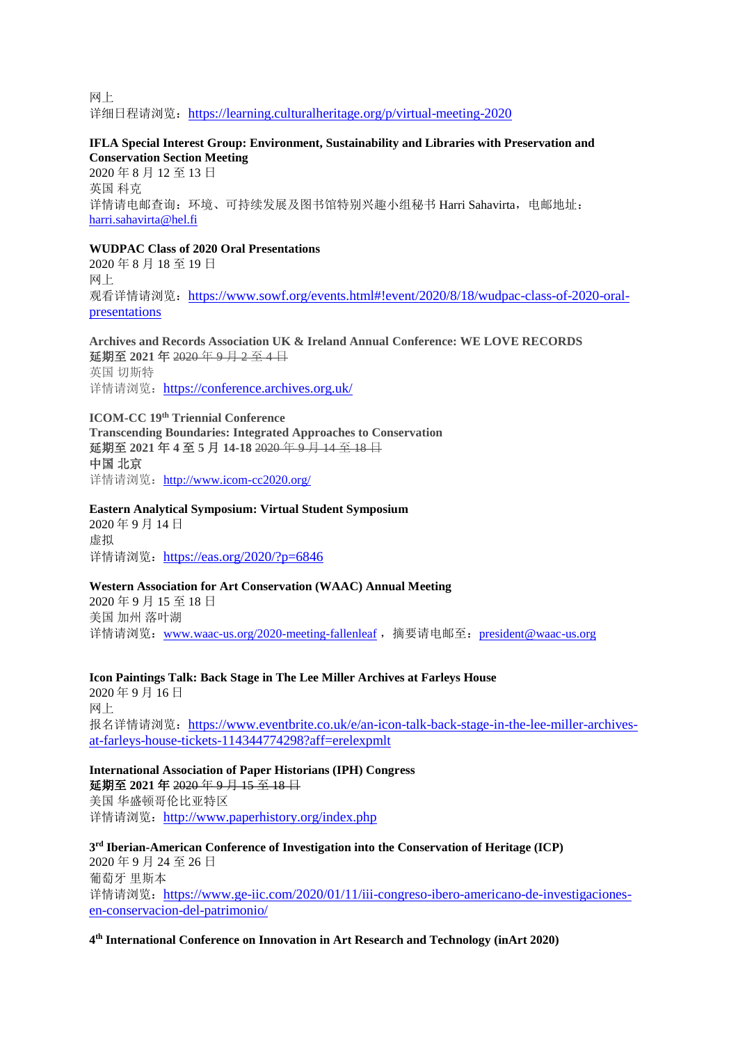网上
详细日程请浏览：https://learning.culturalheritage.org/p/virtual-meeting-2020

**IFLA Special Interest Group: Environment, Sustainability and Libraries with Preservation and Conservation Section Meeting**
2020 年 8 月 12 至 13 日
英国 科克
详情请电邮查询：环境、可持续发展及图书馆特别兴趣小组秘书 Harri Sahavirta，电邮地址：harri.sahavirta@hel.fi

**WUDPAC Class of 2020 Oral Presentations**
2020 年 8 月 18 至 19 日
网上
观看详情请浏览：https://www.sowf.org/events.html#!event/2020/8/18/wudpac-class-of-2020-oral-presentations

**Archives and Records Association UK & Ireland Annual Conference: WE LOVE RECORDS**
**延期至 2021 年** ~~2020 年 9 月 2 至 4 日~~
英国 切斯特
详情请浏览：https://conference.archives.org.uk/

**ICOM-CC 19th Triennial Conference**
**Transcending Boundaries: Integrated Approaches to Conservation**
**延期至 2021 年 4 至 5 月 14-18** ~~2020 年 9 月 14 至 18 日~~
**中国 北京**
详情请浏览：http://www.icom-cc2020.org/

**Eastern Analytical Symposium: Virtual Student Symposium**
2020 年 9 月 14 日
虚拟
详情请浏览：https://eas.org/2020/?p=6846

**Western Association for Art Conservation (WAAC) Annual Meeting**
2020 年 9 月 15 至 18 日
美国 加州 落叶湖
详情请浏览：www.waac-us.org/2020-meeting-fallenleaf ，摘要请电邮至：president@waac-us.org

**Icon Paintings Talk: Back Stage in The Lee Miller Archives at Farleys House**
2020 年 9 月 16 日
网上
报名详情请浏览：https://www.eventbrite.co.uk/e/an-icon-talk-back-stage-in-the-lee-miller-archives-at-farleys-house-tickets-114344774298?aff=erelexpmlt

**International Association of Paper Historians (IPH) Congress**
**延期至 2021 年** ~~2020 年 9 月 15 至 18 日~~
美国 华盛顿哥伦比亚特区
详情请浏览：http://www.paperhistory.org/index.php

**3rd Iberian-American Conference of Investigation into the Conservation of Heritage (ICP)**
2020 年 9 月 24 至 26 日
葡萄牙 里斯本
详情请浏览：https://www.ge-iic.com/2020/01/11/iii-congreso-ibero-americano-de-investigaciones-en-conservacion-del-patrimonio/

**4th International Conference on Innovation in Art Research and Technology (inArt 2020)**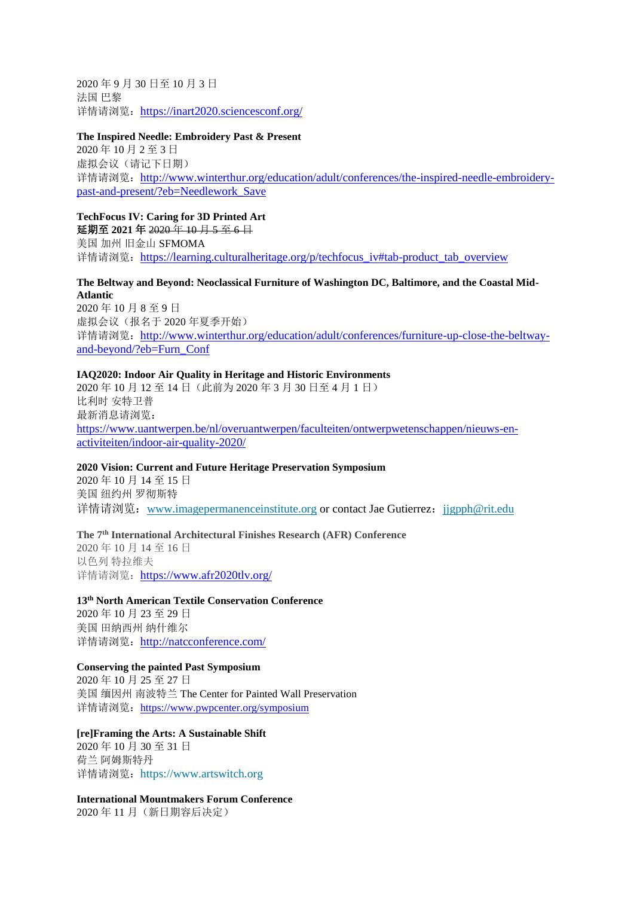2020 年 9 月 30 日至 10 月 3 日
法国 巴黎
详情请浏览：https://inart2020.sciencesconf.org/

**The Inspired Needle: Embroidery Past & Present**
2020 年 10 月 2 至 3 日
虚拟会议（请记下日期）
详情请浏览：http://www.winterthur.org/education/adult/conferences/the-inspired-needle-embroidery-past-and-present/?eb=Needlework_Save

**TechFocus IV: Caring for 3D Printed Art**
**延期至 2021 年** ~~2020 年 10 月 5 至 6 日~~
美国 加州 旧金山 SFMOMA
详情请浏览：https://learning.culturalheritage.org/p/techfocus_iv#tab-product_tab_overview

**The Beltway and Beyond: Neoclassical Furniture of Washington DC, Baltimore, and the Coastal Mid-Atlantic**
2020 年 10 月 8 至 9 日
虚拟会议（报名于 2020 年夏季开始）
详情请浏览：http://www.winterthur.org/education/adult/conferences/furniture-up-close-the-beltway-and-beyond/?eb=Furn_Conf

**IAQ2020: Indoor Air Quality in Heritage and Historic Environments**
2020 年 10 月 12 至 14 日（此前为 2020 年 3 月 30 日至 4 月 1 日）
比利时 安特卫普
最新消息请浏览：
https://www.uantwerpen.be/nl/overuantwerpen/faculteiten/ontwerpwetenschappen/nieuws-en-activiteiten/indoor-air-quality-2020/

**2020 Vision: Current and Future Heritage Preservation Symposium**
2020 年 10 月 14 至 15 日
美国 纽约州 罗彻斯特
详情请浏览：www.imagepermanenceinstitute.org or contact Jae Gutierrez：jjgpph@rit.edu

**The 7th International Architectural Finishes Research (AFR) Conference**
2020 年 10 月 14 至 16 日
以色列 特拉维夫
详情请浏览：https://www.afr2020tlv.org/

**13th North American Textile Conservation Conference**
2020 年 10 月 23 至 29 日
美国 田纳西州 纳什维尔
详情请浏览：http://natcconference.com/

**Conserving the painted Past Symposium**
2020 年 10 月 25 至 27 日
美国 缅因州 南波特兰 The Center for Painted Wall Preservation
详情请浏览：https://www.pwpcenter.org/symposium

**[re]Framing the Arts: A Sustainable Shift**
2020 年 10 月 30 至 31 日
荷兰 阿姆斯特丹
详情请浏览：https://www.artswitch.org

**International Mountmakers Forum Conference**
2020 年 11 月（新日期容后决定）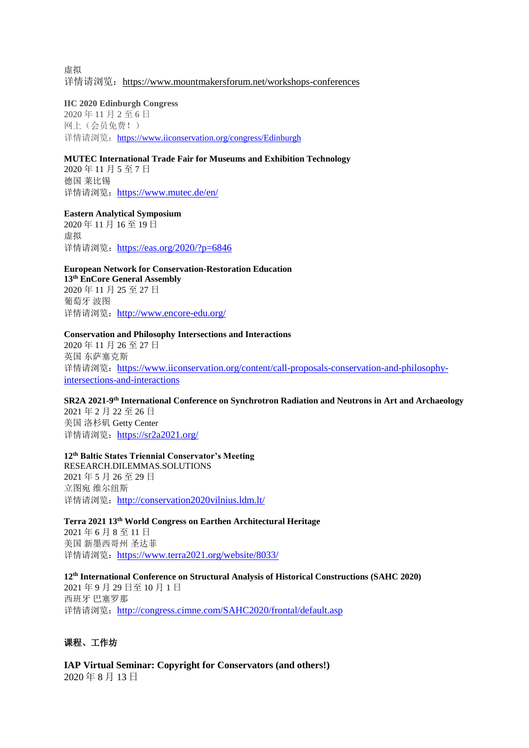虚拟
详情请浏览：https://www.mountmakersforum.net/workshops-conferences

**IIC 2020 Edinburgh Congress**
2020 年 11 月 2 至 6 日
网上（会员免费！）
详情请浏览：https://www.iiconservation.org/congress/Edinburgh

**MUTEC International Trade Fair for Museums and Exhibition Technology**
2020 年 11 月 5 至 7 日
德国 莱比锡
详情请浏览：https://www.mutec.de/en/

**Eastern Analytical Symposium**
2020 年 11 月 16 至 19 日
虚拟
详情请浏览：https://eas.org/2020/?p=6846

**European Network for Conservation-Restoration Education**
**13th EnCore General Assembly**
2020 年 11 月 25 至 27 日
葡萄牙 波图
详情请浏览：http://www.encore-edu.org/

**Conservation and Philosophy Intersections and Interactions**
2020 年 11 月 26 至 27 日
英国 东萨塞克斯
详情请浏览：https://www.iiconservation.org/content/call-proposals-conservation-and-philosophy-intersections-and-interactions

**SR2A 2021-9th International Conference on Synchrotron Radiation and Neutrons in Art and Archaeology**
2021 年 2 月 22 至 26 日
美国 洛杉矶 Getty Center
详情请浏览：https://sr2a2021.org/

**12th Baltic States Triennial Conservator's Meeting**
RESEARCH.DILEMMAS.SOLUTIONS
2021 年 5 月 26 至 29 日
立图宛 维尔纽斯
详情请浏览：http://conservation2020vilnius.ldm.lt/

**Terra 2021 13th World Congress on Earthen Architectural Heritage**
2021 年 6 月 8 至 11 日
美国 新墨西哥州 圣达菲
详情请浏览：https://www.terra2021.org/website/8033/

**12th International Conference on Structural Analysis of Historical Constructions (SAHC 2020)**
2021 年 9 月 29 日至 10 月 1 日
西班牙 巴塞罗那
详情请浏览：http://congress.cimne.com/SAHC2020/frontal/default.asp

## 课程、工作坊

**IAP Virtual Seminar: Copyright for Conservators (and others!)**
2020 年 8 月 13 日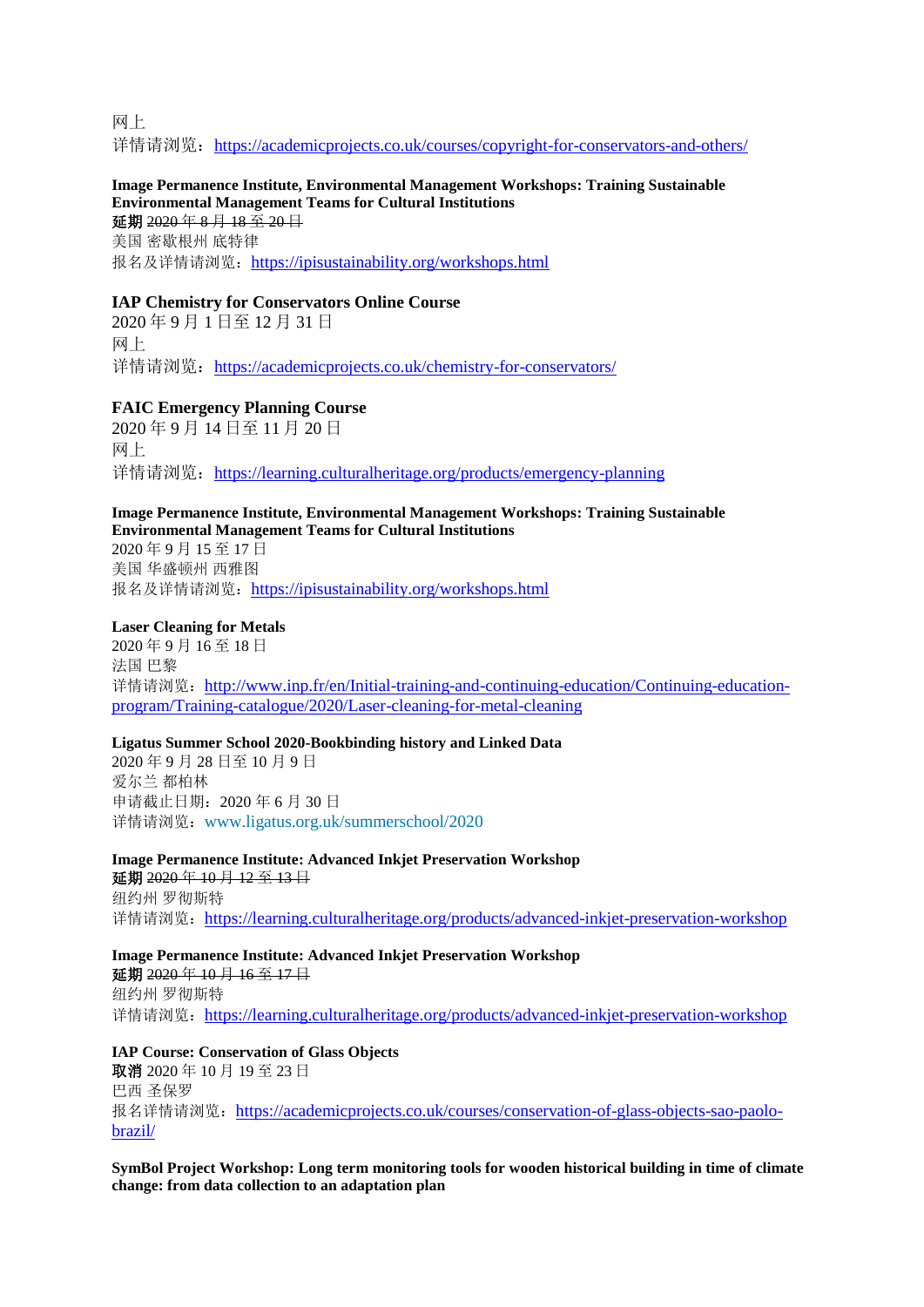网上
详情请浏览：https://academicprojects.co.uk/courses/copyright-for-conservators-and-others/

**Image Permanence Institute, Environmental Management Workshops: Training Sustainable Environmental Management Teams for Cultural Institutions**
**延期** ~~2020 年 8 月 18 至 20 日~~
美国 密歇根州 底特律
报名及详情请浏览：https://ipisustainability.org/workshops.html

**IAP Chemistry for Conservators Online Course**
2020 年 9 月 1 日至 12 月 31 日
网上
详情请浏览：https://academicprojects.co.uk/chemistry-for-conservators/

**FAIC Emergency Planning Course**
2020 年 9 月 14 日至 11 月 20 日
网上
详情请浏览：https://learning.culturalheritage.org/products/emergency-planning

**Image Permanence Institute, Environmental Management Workshops: Training Sustainable Environmental Management Teams for Cultural Institutions**
2020 年 9 月 15 至 17 日
美国 华盛顿州 西雅图
报名及详情请浏览：https://ipisustainability.org/workshops.html

**Laser Cleaning for Metals**
2020 年 9 月 16 至 18 日
法国 巴黎
详情请浏览：http://www.inp.fr/en/Initial-training-and-continuing-education/Continuing-education-program/Training-catalogue/2020/Laser-cleaning-for-metal-cleaning

**Ligatus Summer School 2020-Bookbinding history and Linked Data**
2020 年 9 月 28 日至 10 月 9 日
爱尔兰 都柏林
申请截止日期：2020 年 6 月 30 日
详情请浏览：www.ligatus.org.uk/summerschool/2020

**Image Permanence Institute: Advanced Inkjet Preservation Workshop**
**延期** ~~2020 年 10 月 12 至 13 日~~
纽约州 罗彻斯特
详情请浏览：https://learning.culturalheritage.org/products/advanced-inkjet-preservation-workshop

**Image Permanence Institute: Advanced Inkjet Preservation Workshop**
**延期** ~~2020 年 10 月 16 至 17 日~~
纽约州 罗彻斯特
详情请浏览：https://learning.culturalheritage.org/products/advanced-inkjet-preservation-workshop

**IAP Course: Conservation of Glass Objects**
**取消** 2020 年 10 月 19 至 23 日
巴西 圣保罗
报名详情请浏览：https://academicprojects.co.uk/courses/conservation-of-glass-objects-sao-paolo-brazil/

**SymBol Project Workshop: Long term monitoring tools for wooden historical building in time of climate change: from data collection to an adaptation plan**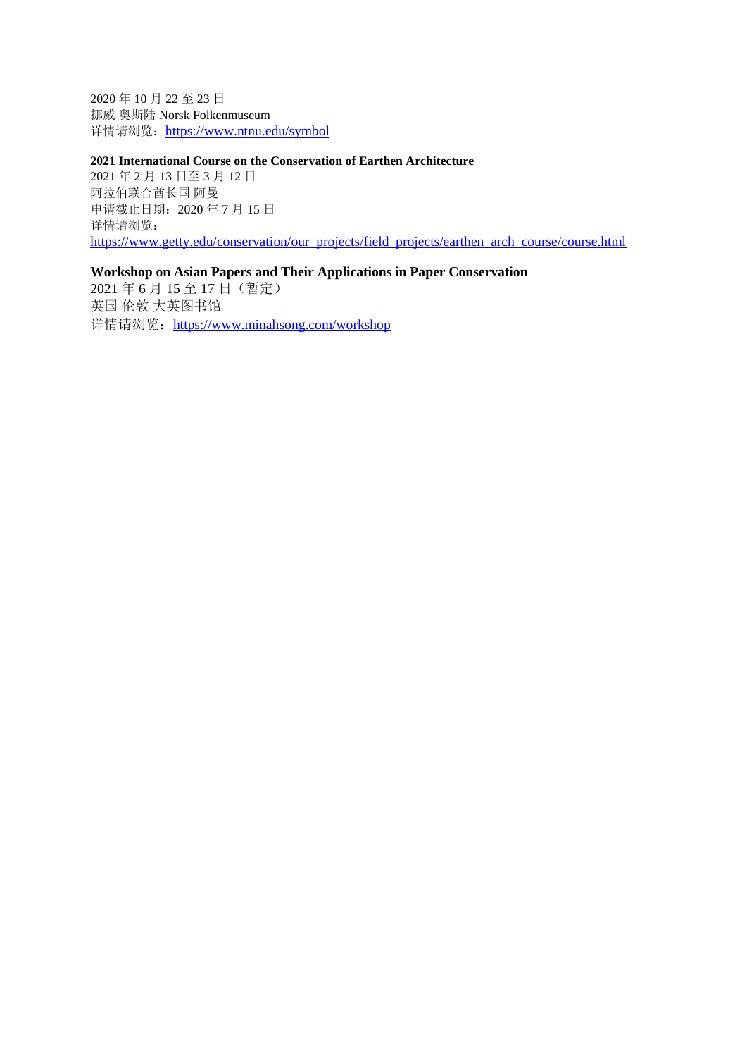2020 年 10 月 22 至 23 日
挪威 奥斯陆 Norsk Folkenmuseum
详情请浏览：https://www.ntnu.edu/symbol

**2021 International Course on the Conservation of Earthen Architecture**
2021 年 2 月 13 日至 3 月 12 日
阿拉伯联合酋长国 阿曼
申请截止日期：2020 年 7 月 15 日
详情请浏览：
https://www.getty.edu/conservation/our_projects/field_projects/earthen_arch_course/course.html

**Workshop on Asian Papers and Their Applications in Paper Conservation**
2021 年 6 月 15 至 17 日（暂定）
英国 伦敦 大英图书馆
详情请浏览：https://www.minahsong.com/workshop